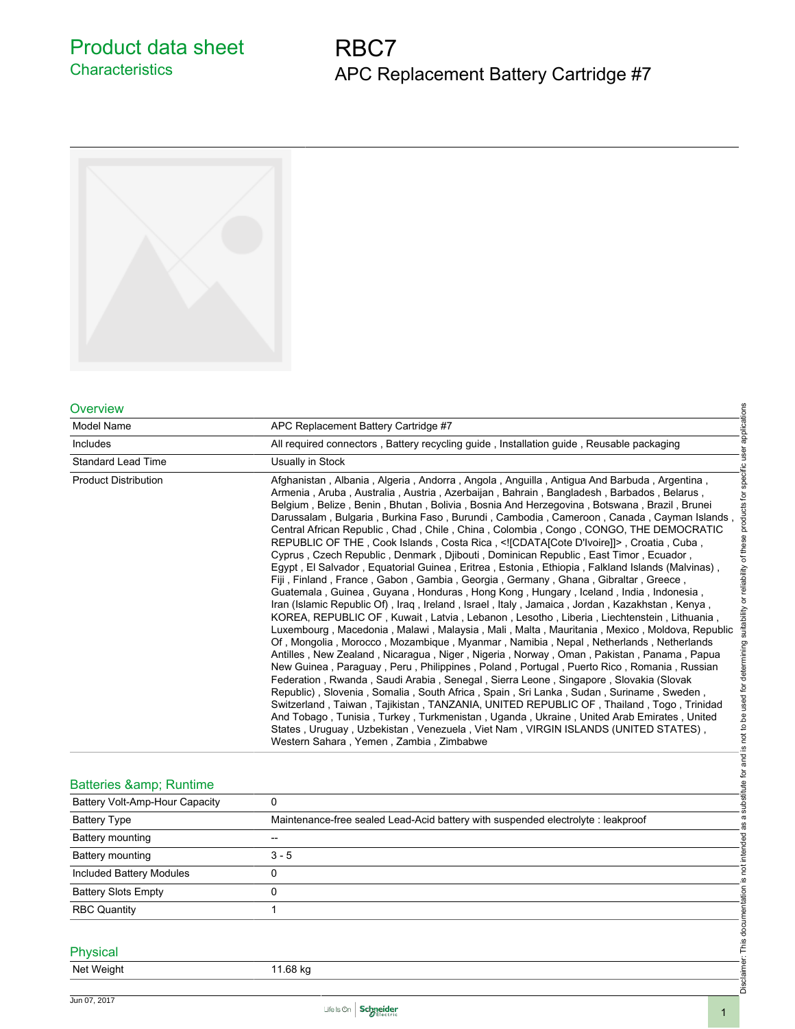# Product data sheet

## Characteristics

# RBC7

APC Replacement Battery Cartridge #7

## Overview

| | |
|---|---|
| Model Name | APC Replacement Battery Cartridge #7 |
| Includes | All required connectors , Battery recycling guide , Installation guide , Reusable packaging |
| Standard Lead Time | Usually in Stock |
| Product Distribution | Afghanistan , Albania , Algeria , Andorra , Angola , Anguilla , Antigua And Barbuda , Argentina , Armenia , Aruba , Australia , Austria , Azerbaijan , Bahrain , Bangladesh , Barbados , Belarus , Belgium , Belize , Benin , Bhutan , Bolivia , Bosnia And Herzegovina , Botswana , Brazil , Brunei Darussalam , Bulgaria , Burkina Faso , Burundi , Cambodia , Cameroon , Canada , Cayman Islands , Central African Republic , Chad , Chile , China , Colombia , Congo , CONGO, THE DEMOCRATIC REPUBLIC OF THE , Cook Islands , Costa Rica , <![CDATA[Cote D'Ivoire]]> , Croatia , Cuba , Cyprus , Czech Republic , Denmark , Djibouti , Dominican Republic , East Timor , Ecuador , Egypt , El Salvador , Equatorial Guinea , Eritrea , Estonia , Ethiopia , Falkland Islands (Malvinas) , Fiji , Finland , France , Gabon , Gambia , Georgia , Germany , Ghana , Gibraltar , Greece , Guatemala , Guinea , Guyana , Honduras , Hong Kong , Hungary , Iceland , India , Indonesia , Iran (Islamic Republic Of) , Iraq , Ireland , Israel , Italy , Jamaica , Jordan , Kazakhstan , Kenya , KOREA, REPUBLIC OF , Kuwait , Latvia , Lebanon , Lesotho , Liberia , Liechtenstein , Lithuania , Luxembourg , Macedonia , Malawi , Malaysia , Mali , Malta , Mauritania , Mexico , Moldova, Republic Of , Mongolia , Morocco , Mozambique , Myanmar , Namibia , Nepal , Netherlands , Netherlands Antilles , New Zealand , Nicaragua , Niger , Nigeria , Norway , Oman , Pakistan , Panama , Papua New Guinea , Paraguay , Peru , Philippines , Poland , Portugal , Puerto Rico , Romania , Russian Federation , Rwanda , Saudi Arabia , Senegal , Sierra Leone , Singapore , Slovakia (Slovak Republic) , Slovenia , Somalia , South Africa , Spain , Sri Lanka , Sudan , Suriname , Sweden , Switzerland , Taiwan , Tajikistan , TANZANIA, UNITED REPUBLIC OF , Thailand , Togo , Trinidad And Tobago , Tunisia , Turkey , Turkmenistan , Uganda , Ukraine , United Arab Emirates , United States , Uruguay , Uzbekistan , Venezuela , Viet Nam , VIRGIN ISLANDS (UNITED STATES) , Western Sahara , Yemen , Zambia , Zimbabwe |

## Batteries &amp; Runtime

| | |
|---|---|
| Battery Volt-Amp-Hour Capacity | 0 |
| Battery Type | Maintenance-free sealed Lead-Acid battery with suspended electrolyte : leakproof |
| Battery mounting | -- |
| Battery mounting | 3 - 5 |
| Included Battery Modules | 0 |
| Battery Slots Empty | 0 |
| RBC Quantity | 1 |

## Physical

| | |
|---|---|
| Net Weight | 11.68 kg |

Disclaimer: This documentation is not intended as a substitute for and is not to be used for determining suitability or reliability of these products for specific user applications

Jun 07, 2017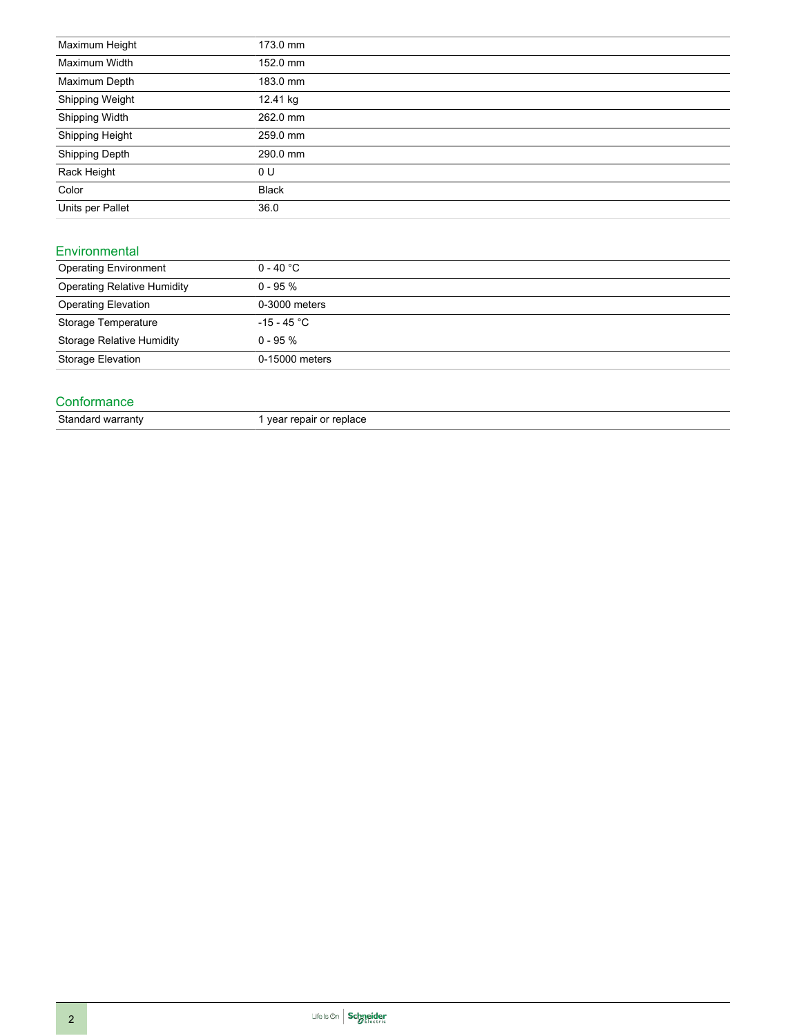| | |
|---|---|
| Maximum Height | 173.0 mm |
| Maximum Width | 152.0 mm |
| Maximum Depth | 183.0 mm |
| Shipping Weight | 12.41 kg |
| Shipping Width | 262.0 mm |
| Shipping Height | 259.0 mm |
| Shipping Depth | 290.0 mm |
| Rack Height | 0 U |
| Color | Black |
| Units per Pallet | 36.0 |

## Environmental

| | |
|---|---|
| Operating Environment | 0 - 40 °C |
| Operating Relative Humidity | 0 - 95 % |
| Operating Elevation | 0-3000 meters |
| Storage Temperature | -15 - 45 °C |
| Storage Relative Humidity | 0 - 95 % |
| Storage Elevation | 0-15000 meters |

## Conformance

| | |
|---|---|
| Standard warranty | 1 year repair or replace |